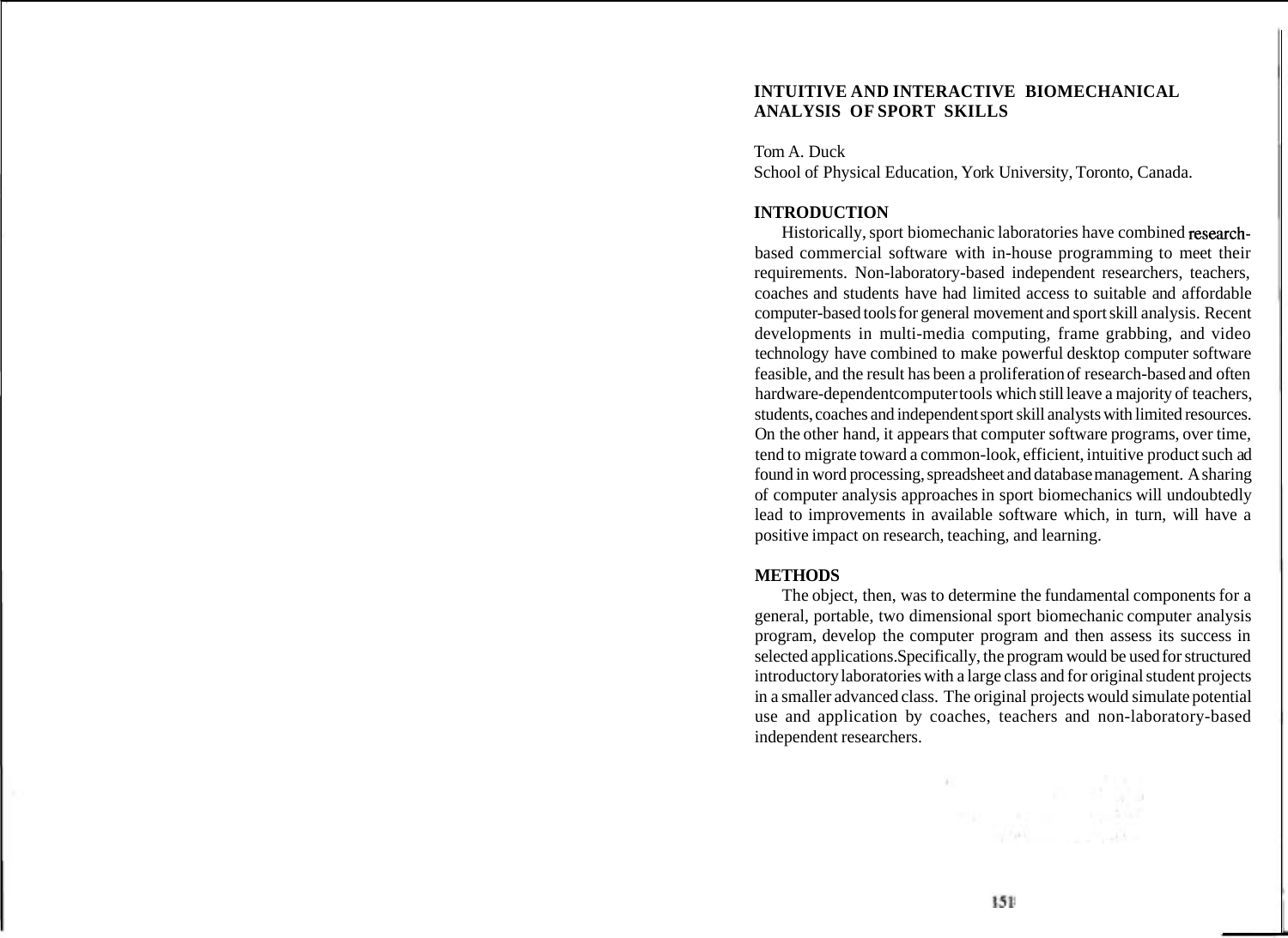# INTUITIVE AND INTERACTIVE BIOMECHANICAL ANALYSIS OF SPORT SKILLS

Tom A. Duck

School of Physical Education, York University, Toronto, Canada.

## INTRODUCTION

Historically, sport biomechanic laboratories have combined research-based commercial software with in-house programming to meet their requirements. Non-laboratory-based independent researchers, teachers, coaches and students have had limited access to suitable and affordable computer-based tools for general movement and sport skill analysis. Recent developments in multi-media computing, frame grabbing, and video technology have combined to make powerful desktop computer software feasible, and the result has been a proliferation of research-based and often hardware-dependentcomputer tools which still leave a majority of teachers, students, coaches and independent sport skill analysts with limited resources. On the other hand, it appears that computer software programs, over time, tend to migrate toward a common-look, efficient, intuitive product such ad found in word processing, spreadsheet and database management. A sharing of computer analysis approaches in sport biomechanics will undoubtedly lead to improvements in available software which, in turn, will have a positive impact on research, teaching, and learning.

## METHODS

The object, then, was to determine the fundamental components for a general, portable, two dimensional sport biomechanic computer analysis program, develop the computer program and then assess its success in selected applications.Specifically, the program would be used for structured introductory laboratories with a large class and for original student projects in a smaller advanced class. The original projects would simulate potential use and application by coaches, teachers and non-laboratory-based independent researchers.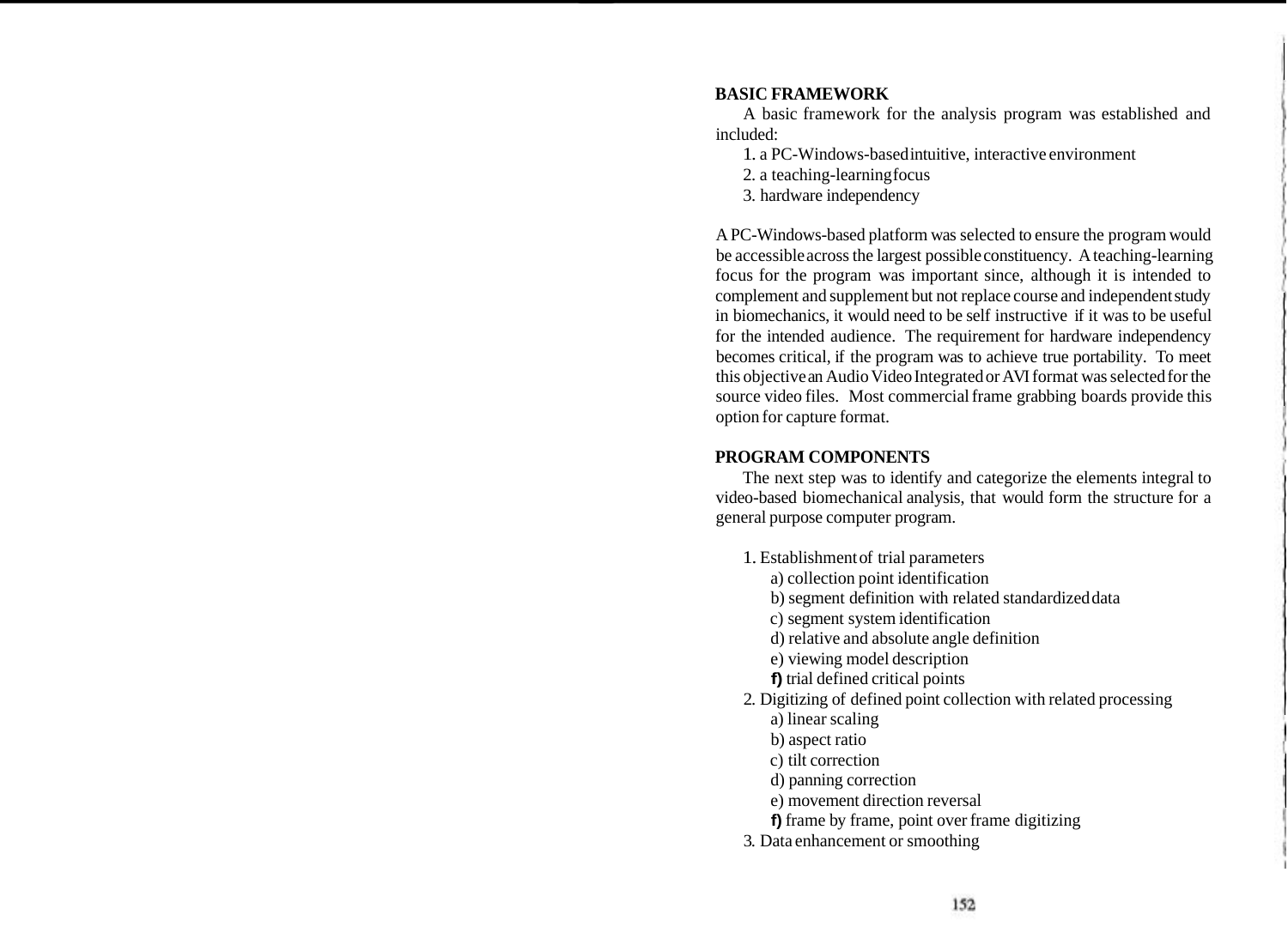## BASIC FRAMEWORK

A basic framework for the analysis program was established and included:

1. a PC-Windows-based intuitive, interactive environment
2. a teaching-learning focus
3. hardware independency

A PC-Windows-based platform was selected to ensure the program would be accessible across the largest possible constituency. A teaching-learning focus for the program was important since, although it is intended to complement and supplement but not replace course and independent study in biomechanics, it would need to be self instructive if it was to be useful for the intended audience. The requirement for hardware independency becomes critical, if the program was to achieve true portability. To meet this objective an Audio Video Integrated or AVI format was selected for the source video files. Most commercial frame grabbing boards provide this option for capture format.

## PROGRAM COMPONENTS

The next step was to identify and categorize the elements integral to video-based biomechanical analysis, that would form the structure for a general purpose computer program.

1. Establishment of trial parameters
   - a) collection point identification
   - b) segment definition with related standardized data
   - c) segment system identification
   - d) relative and absolute angle definition
   - e) viewing model description
   - f) trial defined critical points
2. Digitizing of defined point collection with related processing
   - a) linear scaling
   - b) aspect ratio
   - c) tilt correction
   - d) panning correction
   - e) movement direction reversal
   - f) frame by frame, point over frame digitizing
3. Data enhancement or smoothing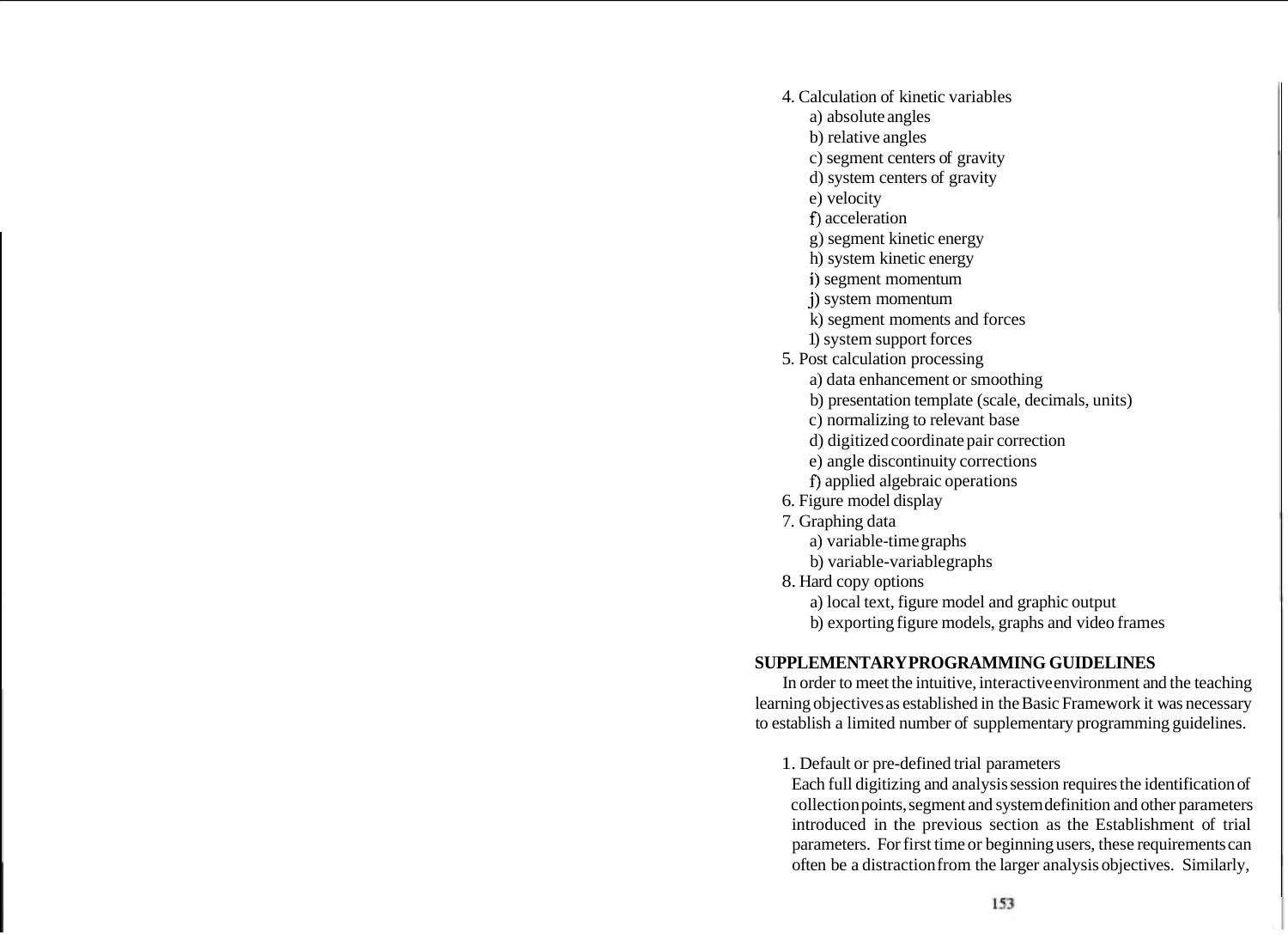4. Calculation of kinetic variables
    a) absolute angles
    b) relative angles
    c) segment centers of gravity
    d) system centers of gravity
    e) velocity
    f) acceleration
    g) segment kinetic energy
    h) system kinetic energy
    i) segment momentum
    j) system momentum
    k) segment moments and forces
    l) system support forces
5. Post calculation processing
    a) data enhancement or smoothing
    b) presentation template (scale, decimals, units)
    c) normalizing to relevant base
    d) digitized coordinate pair correction
    e) angle discontinuity corrections
    f) applied algebraic operations
6. Figure model display
7. Graphing data
    a) variable-time graphs
    b) variable-variable graphs
8. Hard copy options
    a) local text, figure model and graphic output
    b) exporting figure models, graphs and video frames

**SUPPLEMENTARY PROGRAMMING GUIDELINES**

In order to meet the intuitive, interactive environment and the teaching learning objectives as established in the Basic Framework it was necessary to establish a limited number of supplementary programming guidelines.

1. Default or pre-defined trial parameters

   Each full digitizing and analysis session requires the identification of collection points, segment and system definition and other parameters introduced in the previous section as the Establishment of trial parameters. For first time or beginning users, these requirements can often be a distraction from the larger analysis objectives. Similarly,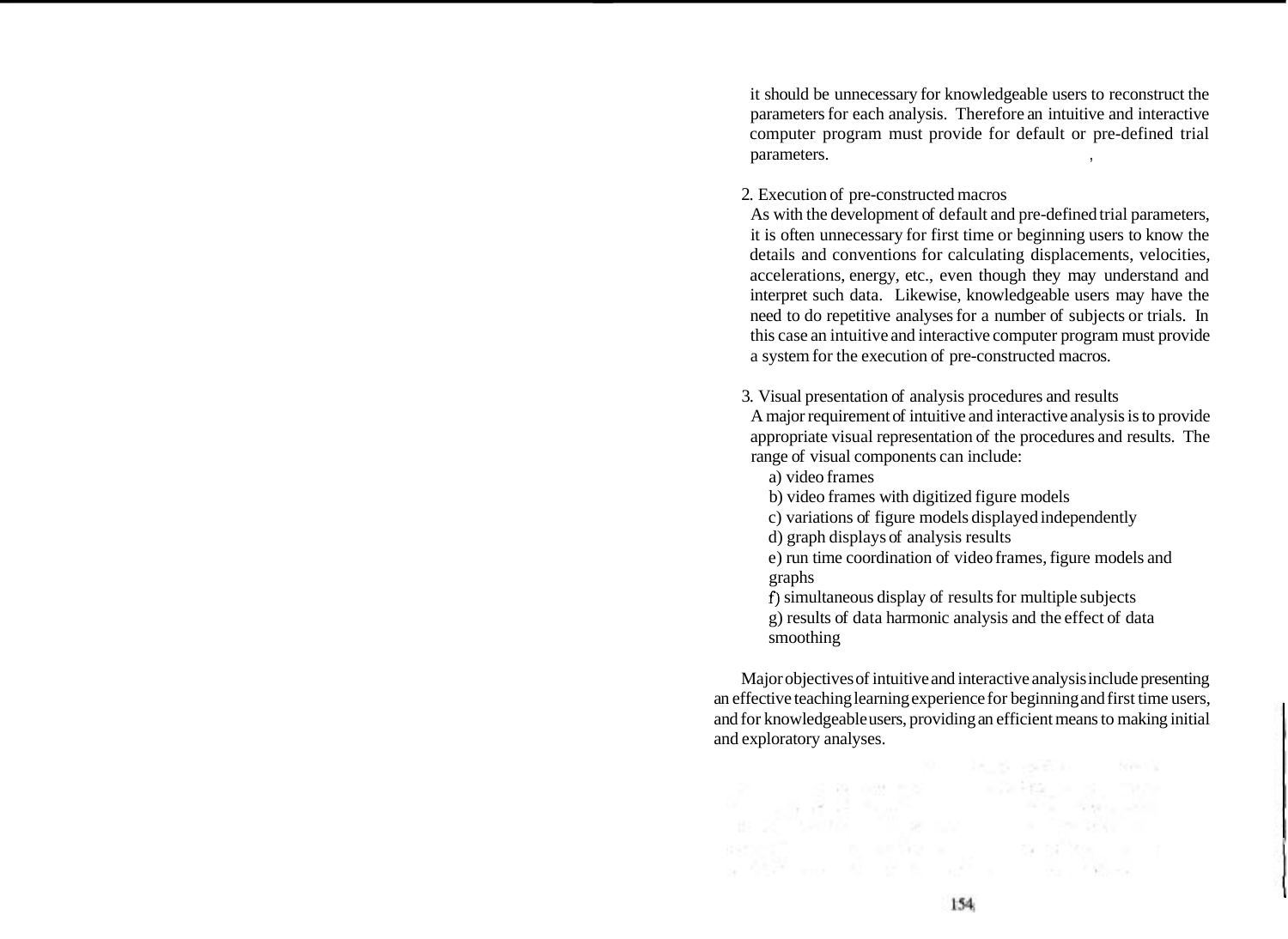it should be unnecessary for knowledgeable users to reconstruct the parameters for each analysis. Therefore an intuitive and interactive computer program must provide for default or pre-defined trial parameters.

2. Execution of pre-constructed macros

As with the development of default and pre-defined trial parameters, it is often unnecessary for first time or beginning users to know the details and conventions for calculating displacements, velocities, accelerations, energy, etc., even though they may understand and interpret such data. Likewise, knowledgeable users may have the need to do repetitive analyses for a number of subjects or trials. In this case an intuitive and interactive computer program must provide a system for the execution of pre-constructed macros.

3. Visual presentation of analysis procedures and results

A major requirement of intuitive and interactive analysis is to provide appropriate visual representation of the procedures and results. The range of visual components can include:

a) video frames
b) video frames with digitized figure models
c) variations of figure models displayed independently
d) graph displays of analysis results
e) run time coordination of video frames, figure models and graphs
f) simultaneous display of results for multiple subjects
g) results of data harmonic analysis and the effect of data smoothing

Major objectives of intuitive and interactive analysis include presenting an effective teaching learning experience for beginning and first time users, and for knowledgeable users, providing an efficient means to making initial and exploratory analyses.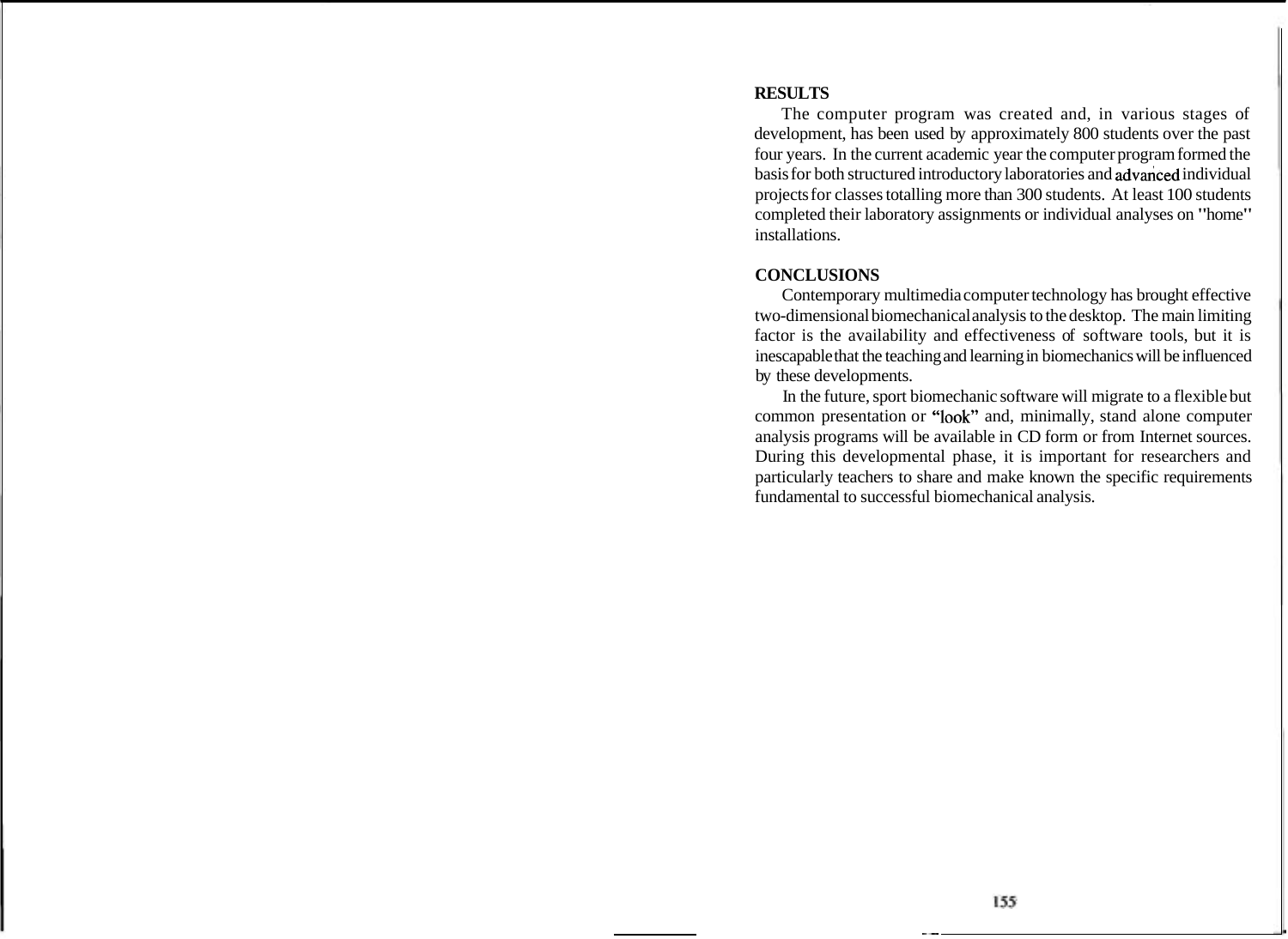## RESULTS

The computer program was created and, in various stages of development, has been used by approximately 800 students over the past four years. In the current academic year the computer program formed the basis for both structured introductory laboratories and advanced individual projects for classes totalling more than 300 students. At least 100 students completed their laboratory assignments or individual analyses on "home" installations.

## CONCLUSIONS

Contemporary multimedia computer technology has brought effective two-dimensional biomechanical analysis to the desktop. The main limiting factor is the availability and effectiveness of software tools, but it is inescapable that the teaching and learning in biomechanics will be influenced by these developments.

In the future, sport biomechanic software will migrate to a flexible but common presentation or "look" and, minimally, stand alone computer analysis programs will be available in CD form or from Internet sources. During this developmental phase, it is important for researchers and particularly teachers to share and make known the specific requirements fundamental to successful biomechanical analysis.